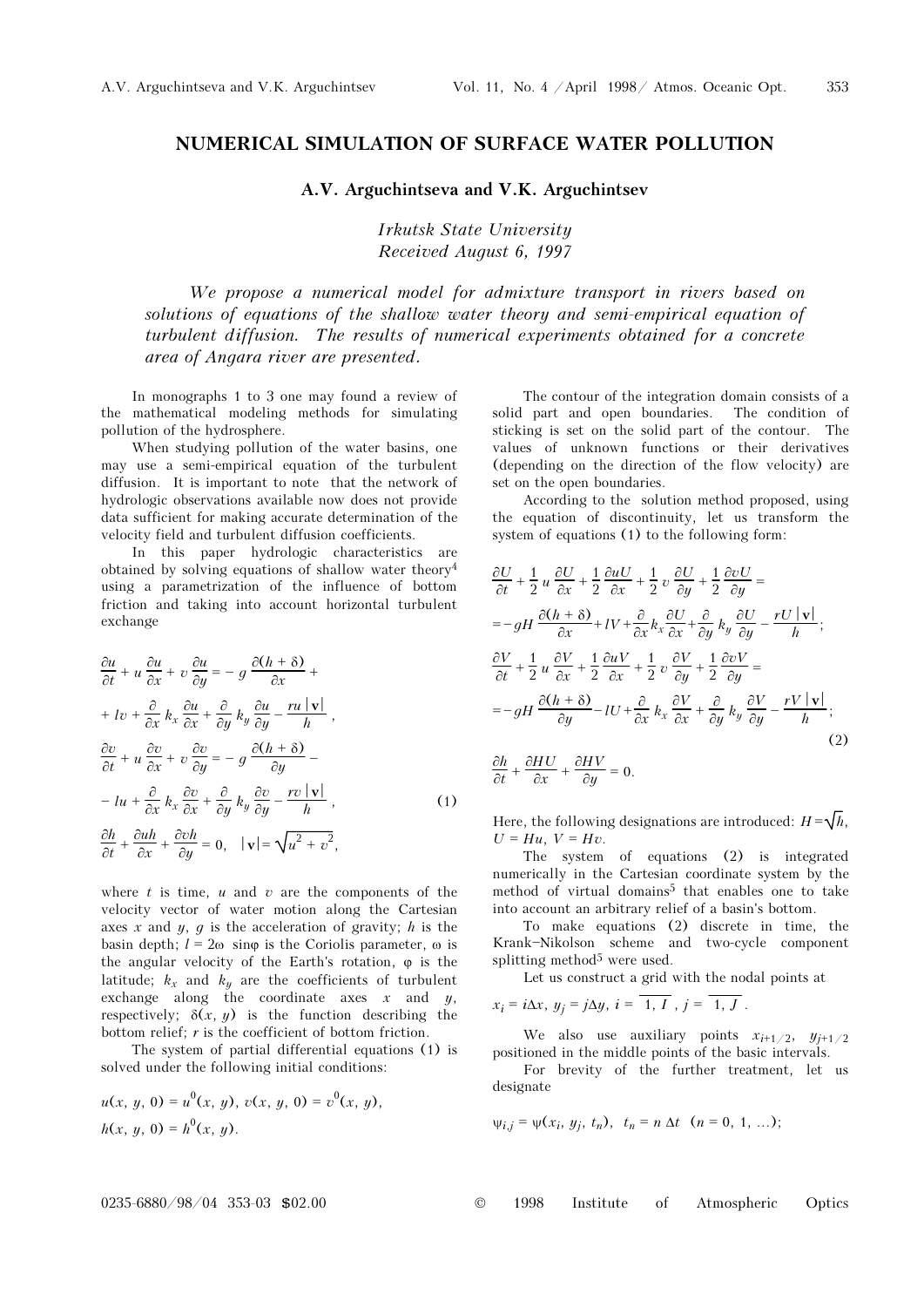# NUMERICAL SIMULATION OF SURFACE WATER POLLUTION

**A.V. Arguchintseva and V.K. Arguchintsev**

*Irkutsk State University*
*Received August 6, 1997*

*We propose a numerical model for admixture transport in rivers based on solutions of equations of the shallow water theory and semi-empirical equation of turbulent diffusion. The results of numerical experiments obtained for a concrete area of Angara river are presented.*

In monographs 1 to 3 one may found a review of the mathematical modeling methods for simulating pollution of the hydrosphere.

When studying pollution of the water basins, one may use a semi-empirical equation of the turbulent diffusion. It is important to note that the network of hydrologic observations available now does not provide data sufficient for making accurate determination of the velocity field and turbulent diffusion coefficients.

In this paper hydrologic characteristics are obtained by solving equations of shallow water theory[4] using a parametrization of the influence of bottom friction and taking into account horizontal turbulent exchange

$$
\begin{aligned}
&\frac{\partial u}{\partial t} + u\frac{\partial u}{\partial x} + v\frac{\partial u}{\partial y} = -g\frac{\partial(h+\delta)}{\partial x} + \\
&+ lv + \frac{\partial}{\partial x}k_x\frac{\partial u}{\partial x} + \frac{\partial}{\partial y}k_y\frac{\partial u}{\partial y} - \frac{ru|\mathbf{v}|}{h}, \\
&\frac{\partial v}{\partial t} + u\frac{\partial v}{\partial x} + v\frac{\partial v}{\partial y} = -g\frac{\partial(h+\delta)}{\partial y} - \\
&- lu + \frac{\partial}{\partial x}k_x\frac{\partial v}{\partial x} + \frac{\partial}{\partial y}k_y\frac{\partial v}{\partial y} - \frac{rv|\mathbf{v}|}{h}, \qquad (1)\\
&\frac{\partial h}{\partial t} + \frac{\partial uh}{\partial x} + \frac{\partial vh}{\partial y} = 0, \quad |\mathbf{v}| = \sqrt{u^2+v^2},
\end{aligned}
$$

where $t$ is time, $u$ and $v$ are the components of the velocity vector of water motion along the Cartesian axes $x$ and $y$, $g$ is the acceleration of gravity; $h$ is the basin depth; $l = 2\omega\ \sin\varphi$ is the Coriolis parameter, $\omega$ is the angular velocity of the Earth's rotation, $\varphi$ is the latitude; $k_x$ and $k_y$ are the coefficients of turbulent exchange along the coordinate axes $x$ and $y$, respectively; $\delta(x, y)$ is the function describing the bottom relief; $r$ is the coefficient of bottom friction.

The system of partial differential equations (1) is solved under the following initial conditions:

$$
u(x, y, 0) = u^0(x, y),\ v(x, y, 0) = v^0(x, y),
$$
$$
h(x, y, 0) = h^0(x, y).
$$

The contour of the integration domain consists of a solid part and open boundaries. The condition of sticking is set on the solid part of the contour. The values of unknown functions or their derivatives (depending on the direction of the flow velocity) are set on the open boundaries.

According to the solution method proposed, using the equation of discontinuity, let us transform the system of equations (1) to the following form:

$$
\begin{aligned}
&\frac{\partial U}{\partial t} + \frac{1}{2}u\frac{\partial U}{\partial x} + \frac{1}{2}\frac{\partial uU}{\partial x} + \frac{1}{2}v\frac{\partial U}{\partial y} + \frac{1}{2}\frac{\partial vU}{\partial y} = \\
&= -gH\frac{\partial(h+\delta)}{\partial x} + lV + \frac{\partial}{\partial x}k_x\frac{\partial U}{\partial x} + \frac{\partial}{\partial y}k_y\frac{\partial U}{\partial y} - \frac{rU|\mathbf{v}|}{h}; \\
&\frac{\partial V}{\partial t} + \frac{1}{2}u\frac{\partial V}{\partial x} + \frac{1}{2}\frac{\partial uV}{\partial x} + \frac{1}{2}v\frac{\partial V}{\partial y} + \frac{1}{2}\frac{\partial vV}{\partial y} = \\
&= -gH\frac{\partial(h+\delta)}{\partial y} - lU + \frac{\partial}{\partial x}k_x\frac{\partial V}{\partial x} + \frac{\partial}{\partial y}k_y\frac{\partial V}{\partial y} - \frac{rV|\mathbf{v}|}{h}; \qquad (2)\\
&\frac{\partial h}{\partial t} + \frac{\partial HU}{\partial x} + \frac{\partial HV}{\partial y} = 0.
\end{aligned}
$$

Here, the following designations are introduced: $H = \sqrt{h}$, $U = Hu$, $V = Hv$.

The system of equations (2) is integrated numerically in the Cartesian coordinate system by the method of virtual domains[5] that enables one to take into account an arbitrary relief of a basin's bottom.

To make equations (2) discrete in time, the Krank–Nikolson scheme and two-cycle component splitting method[5] were used.

Let us construct a grid with the nodal points at

$$
x_i = i\Delta x,\ y_j = j\Delta y,\ i = \overline{1, I},\ j = \overline{1, J}.
$$

We also use auxiliary points $x_{i+1/2}$, $y_{j+1/2}$ positioned in the middle points of the basic intervals.

For brevity of the further treatment, let us designate

$$
\psi_{i,j} = \psi(x_i, y_j, t_n),\ \ t_n = n\,\Delta t\ \ (n = 0, 1, \ldots);
$$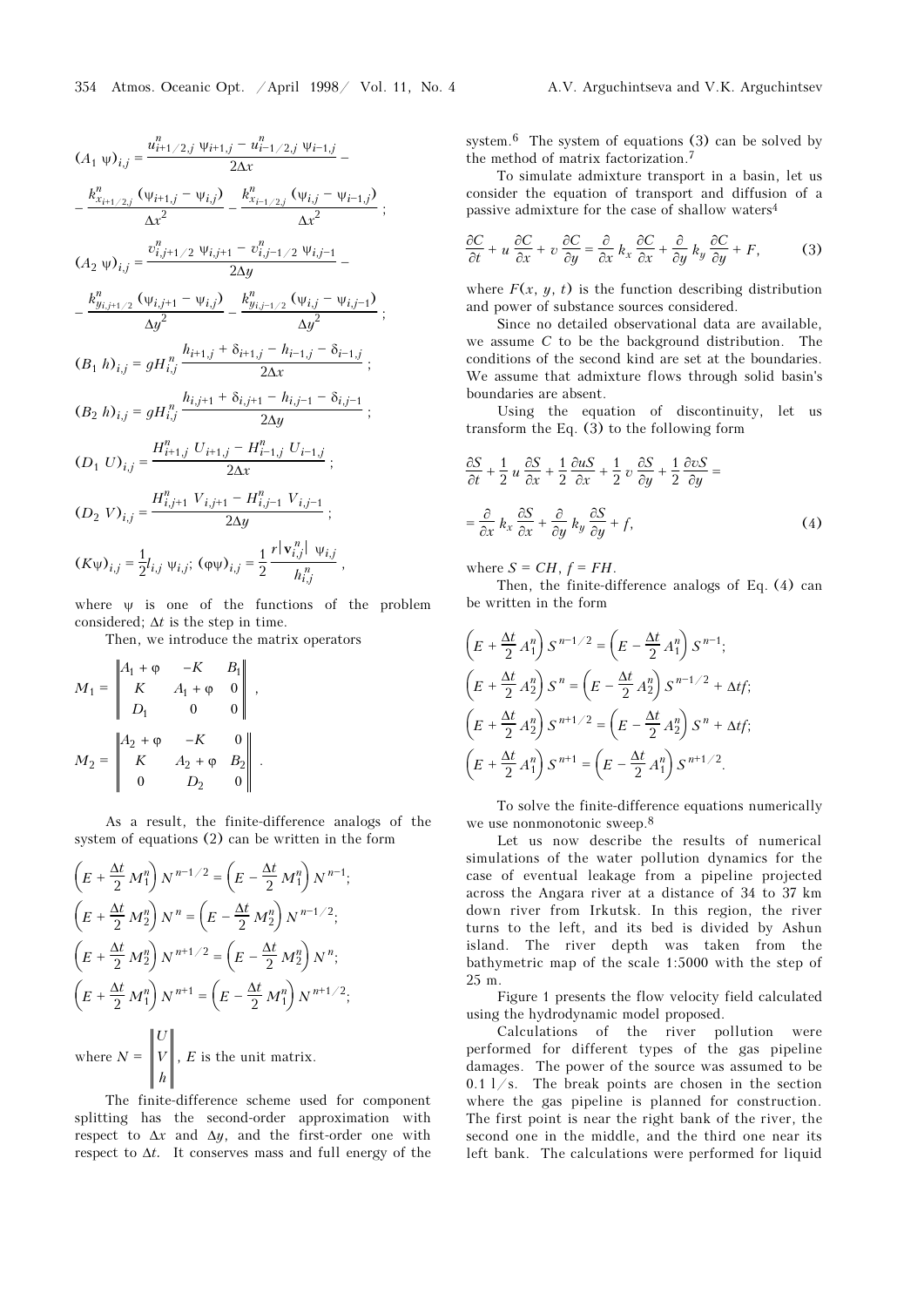$$(A_1\,\psi)_{i,j} = \frac{u^n_{i+1/2,j}\,\psi_{i+1,j} - u^n_{i-1/2,j}\,\psi_{i-1,j}}{2\Delta x} - \frac{k^n_{x_{i+1/2,j}}\,(\psi_{i+1,j} - \psi_{i,j})}{\Delta x^2} - \frac{k^n_{x_{i-1/2,j}}\,(\psi_{i,j} - \psi_{i-1,j})}{\Delta x^2};$$

$$(A_2\,\psi)_{i,j} = \frac{v^n_{i,j+1/2}\,\psi_{i,j+1} - v^n_{i,j-1/2}\,\psi_{i,j-1}}{2\Delta y} - \frac{k^n_{y_{i,j+1/2}}\,(\psi_{i,j+1} - \psi_{i,j})}{\Delta y^2} - \frac{k^n_{y_{i,j-1/2}}\,(\psi_{i,j} - \psi_{i,j-1})}{\Delta y^2};$$

$$(B_1\,h)_{i,j} = gH^n_{i,j}\,\frac{h_{i+1,j} + \delta_{i+1,j} - h_{i-1,j} - \delta_{i-1,j}}{2\Delta x};$$

$$(B_2\,h)_{i,j} = gH^n_{i,j}\,\frac{h_{i,j+1} + \delta_{i,j+1} - h_{i,j-1} - \delta_{i,j-1}}{2\Delta y};$$

$$(D_1\,U)_{i,j} = \frac{H^n_{i+1,j}\,U_{i+1,j} - H^n_{i-1,j}\,U_{i-1,j}}{2\Delta x};$$

$$(D_2\,V)_{i,j} = \frac{H^n_{i,j+1}\,V_{i,j+1} - H^n_{i,j-1}\,V_{i,j-1}}{2\Delta y};$$

$$(K\psi)_{i,j} = \frac{1}{2} l_{i,j}\,\psi_{i,j};\; (\varphi\psi)_{i,j} = \frac{1}{2}\,\frac{r\,|\mathbf{v}^n_{i,j}|\,\psi_{i,j}}{h^n_{i,j}},$$

where $\psi$ is one of the functions of the problem considered; $\Delta t$ is the step in time.

Then, we introduce the matrix operators

$$M_1 = \begin{Vmatrix} A_1 + \varphi & -K & B_1 \\ K & A_1 + \varphi & 0 \\ D_1 & 0 & 0 \end{Vmatrix},$$

$$M_2 = \begin{Vmatrix} A_2 + \varphi & -K & 0 \\ K & A_2 + \varphi & B_2 \\ 0 & D_2 & 0 \end{Vmatrix}.$$

As a result, the finite-difference analogs of the system of equations (2) can be written in the form

$$\left(E + \frac{\Delta t}{2}\,M^n_1\right) N^{n-1/2} = \left(E - \frac{\Delta t}{2}\,M^n_1\right) N^{n-1};$$

$$\left(E + \frac{\Delta t}{2}\,M^n_2\right) N^{n} = \left(E - \frac{\Delta t}{2}\,M^n_2\right) N^{n-1/2};$$

$$\left(E + \frac{\Delta t}{2}\,M^n_2\right) N^{n+1/2} = \left(E - \frac{\Delta t}{2}\,M^n_2\right) N^{n};$$

$$\left(E + \frac{\Delta t}{2}\,M^n_1\right) N^{n+1} = \left(E - \frac{\Delta t}{2}\,M^n_1\right) N^{n+1/2};$$

where $N = \begin{Vmatrix} U \\ V \\ h \end{Vmatrix}$, $E$ is the unit matrix.

The finite-difference scheme used for component splitting has the second-order approximation with respect to $\Delta x$ and $\Delta y$, and the first-order one with respect to $\Delta t$. It conserves mass and full energy of the system.[6] The system of equations (3) can be solved by the method of matrix factorization.[7]

To simulate admixture transport in a basin, let us consider the equation of transport and diffusion of a passive admixture for the case of shallow waters[4]

$$\frac{\partial C}{\partial t} + u\,\frac{\partial C}{\partial x} + v\,\frac{\partial C}{\partial y} = \frac{\partial}{\partial x}\,k_x\,\frac{\partial C}{\partial x} + \frac{\partial}{\partial y}\,k_y\,\frac{\partial C}{\partial y} + F, \qquad (3)$$

where $F(x, y, t)$ is the function describing distribution and power of substance sources considered.

Since no detailed observational data are available, we assume $C$ to be the background distribution. The conditions of the second kind are set at the boundaries. We assume that admixture flows through solid basin's boundaries are absent.

Using the equation of discontinuity, let us transform the Eq. (3) to the following form

$$\frac{\partial S}{\partial t} + \frac{1}{2}\,u\,\frac{\partial S}{\partial x} + \frac{1}{2}\,\frac{\partial uS}{\partial x} + \frac{1}{2}\,v\,\frac{\partial S}{\partial y} + \frac{1}{2}\,\frac{\partial vS}{\partial y} = \frac{\partial}{\partial x}\,k_x\,\frac{\partial S}{\partial x} + \frac{\partial}{\partial y}\,k_y\,\frac{\partial S}{\partial y} + f, \qquad (4)$$

where $S = CH$, $f = FH$.

Then, the finite-difference analogs of Eq. (4) can be written in the form

$$\left(E + \frac{\Delta t}{2}\,A^n_1\right) S^{n-1/2} = \left(E - \frac{\Delta t}{2}\,A^n_1\right) S^{n-1};$$

$$\left(E + \frac{\Delta t}{2}\,A^n_2\right) S^{n} = \left(E - \frac{\Delta t}{2}\,A^n_2\right) S^{n-1/2} + \Delta t f;$$

$$\left(E + \frac{\Delta t}{2}\,A^n_2\right) S^{n+1/2} = \left(E - \frac{\Delta t}{2}\,A^n_2\right) S^{n} + \Delta t f;$$

$$\left(E + \frac{\Delta t}{2}\,A^n_1\right) S^{n+1} = \left(E - \frac{\Delta t}{2}\,A^n_1\right) S^{n+1/2}.$$

To solve the finite-difference equations numerically we use nonmonotonic sweep.[8]

Let us now describe the results of numerical simulations of the water pollution dynamics for the case of eventual leakage from a pipeline projected across the Angara river at a distance of 34 to 37 km down river from Irkutsk. In this region, the river turns to the left, and its bed is divided by Ashun island. The river depth was taken from the bathymetric map of the scale 1:5000 with the step of 25 m.

Figure 1 presents the flow velocity field calculated using the hydrodynamic model proposed.

Calculations of the river pollution were performed for different types of the gas pipeline damages. The power of the source was assumed to be 0.1 l/s. The break points are chosen in the section where the gas pipeline is planned for construction. The first point is near the right bank of the river, the second one in the middle, and the third one near its left bank. The calculations were performed for liquid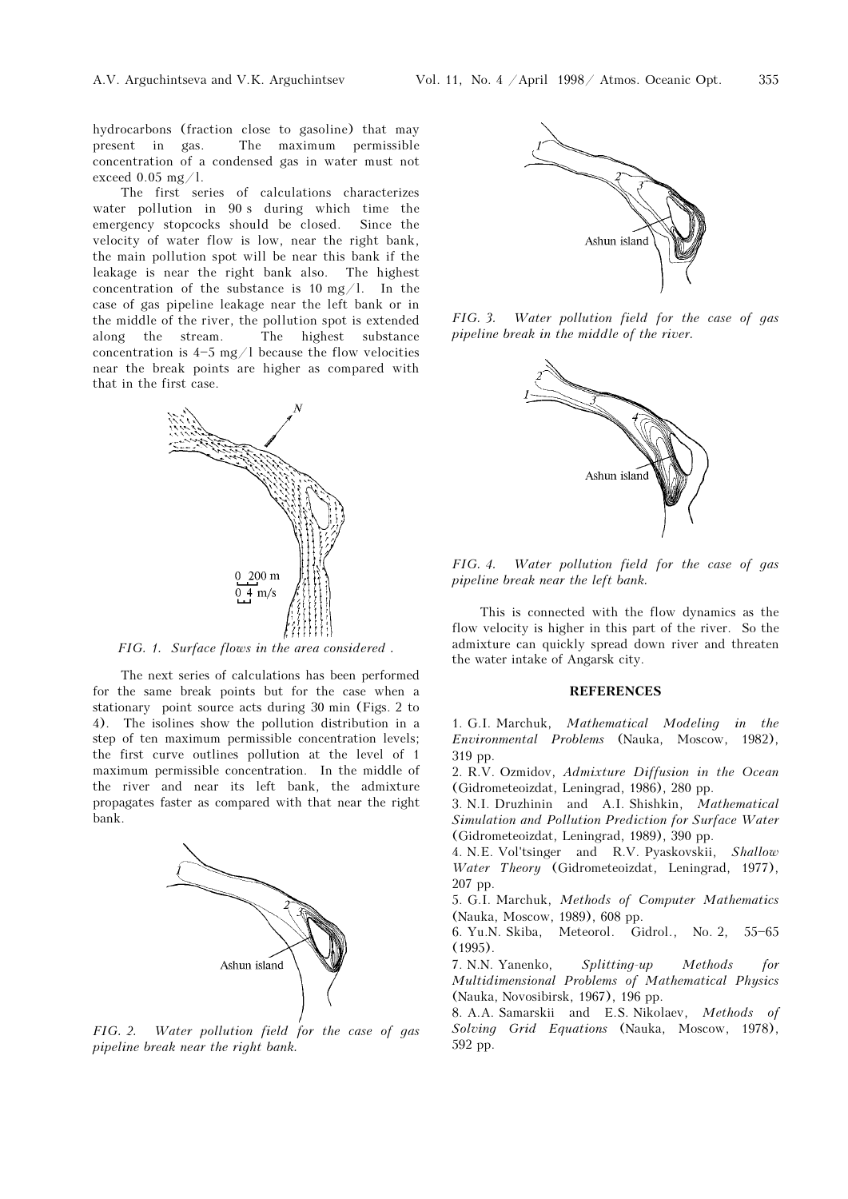hydrocarbons (fraction close to gasoline) that may present in gas. The maximum permissible concentration of a condensed gas in water must not exceed 0.05 mg/l.

The first series of calculations characterizes water pollution in 90 s during which time the emergency stopcocks should be closed. Since the velocity of water flow is low, near the right bank, the main pollution spot will be near this bank if the leakage is near the right bank also. The highest concentration of the substance is 10 mg/l. In the case of gas pipeline leakage near the left bank or in the middle of the river, the pollution spot is extended along the stream. The highest substance concentration is 4–5 mg/l because the flow velocities near the break points are higher as compared with that in the first case.

N

0 200 m
0 4 m/s

*FIG. 1. Surface flows in the area considered .*

The next series of calculations has been performed for the same break points but for the case when a stationary point source acts during 30 min (Figs. 2 to 4). The isolines show the pollution distribution in a step of ten maximum permissible concentration levels; the first curve outlines pollution at the level of 1 maximum permissible concentration. In the middle of the river and near its left bank, the admixture propagates faster as compared with that near the right bank.

1
2
3
Ashun island

*FIG. 2. Water pollution field for the case of gas pipeline break near the right bank.*

1
2
3
Ashun island

*FIG. 3. Water pollution field for the case of gas pipeline break in the middle of the river.*

2
1
3
4
Ashun island

*FIG. 4. Water pollution field for the case of gas pipeline break near the left bank.*

This is connected with the flow dynamics as the flow velocity is higher in this part of the river. So the admixture can quickly spread down river and threaten the water intake of Angarsk city.

## REFERENCES

1. G.I. Marchuk, *Mathematical Modeling in the Environmental Problems* (Nauka, Moscow, 1982), 319 pp.
2. R.V. Ozmidov, *Admixture Diffusion in the Ocean* (Gidrometeoizdat, Leningrad, 1986), 280 pp.
3. N.I. Druzhinin and A.I. Shishkin, *Mathematical Simulation and Pollution Prediction for Surface Water* (Gidrometeoizdat, Leningrad, 1989), 390 pp.
4. N.E. Vol'tsinger and R.V. Pyaskovskii, *Shallow Water Theory* (Gidrometeoizdat, Leningrad, 1977), 207 pp.
5. G.I. Marchuk, *Methods of Computer Mathematics* (Nauka, Moscow, 1989), 608 pp.
6. Yu.N. Skiba, Meteorol. Gidrol., No. 2, 55–65 (1995).
7. N.N. Yanenko, *Splitting-up Methods for Multidimensional Problems of Mathematical Physics* (Nauka, Novosibirsk, 1967), 196 pp.
8. A.A. Samarskii and E.S. Nikolaev, *Methods of Solving Grid Equations* (Nauka, Moscow, 1978), 592 pp.